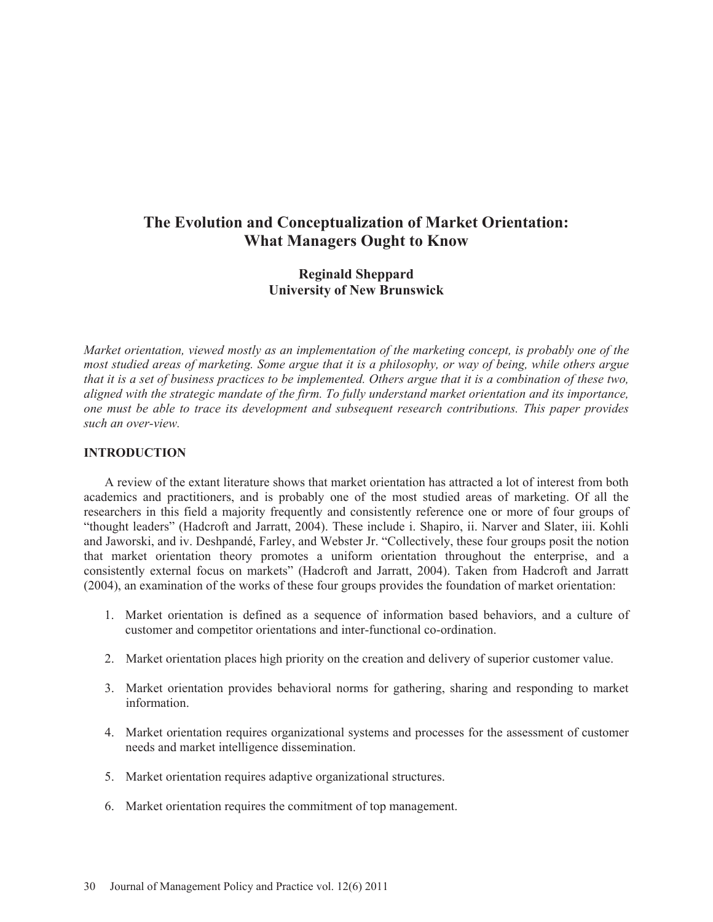# The Evolution and Conceptualization of Market Orientation: What Managers Ought to Know

**Reginald Sheppard**
**University of New Brunswick**

*Market orientation, viewed mostly as an implementation of the marketing concept, is probably one of the most studied areas of marketing. Some argue that it is a philosophy, or way of being, while others argue that it is a set of business practices to be implemented. Others argue that it is a combination of these two, aligned with the strategic mandate of the firm. To fully understand market orientation and its importance, one must be able to trace its development and subsequent research contributions. This paper provides such an over-view.*

## INTRODUCTION

A review of the extant literature shows that market orientation has attracted a lot of interest from both academics and practitioners, and is probably one of the most studied areas of marketing. Of all the researchers in this field a majority frequently and consistently reference one or more of four groups of "thought leaders" (Hadcroft and Jarratt, 2004). These include i. Shapiro, ii. Narver and Slater, iii. Kohli and Jaworski, and iv. Deshpandé, Farley, and Webster Jr. "Collectively, these four groups posit the notion that market orientation theory promotes a uniform orientation throughout the enterprise, and a consistently external focus on markets" (Hadcroft and Jarratt, 2004). Taken from Hadcroft and Jarratt (2004), an examination of the works of these four groups provides the foundation of market orientation:

1. Market orientation is defined as a sequence of information based behaviors, and a culture of customer and competitor orientations and inter-functional co-ordination.

2. Market orientation places high priority on the creation and delivery of superior customer value.

3. Market orientation provides behavioral norms for gathering, sharing and responding to market information.

4. Market orientation requires organizational systems and processes for the assessment of customer needs and market intelligence dissemination.

5. Market orientation requires adaptive organizational structures.

6. Market orientation requires the commitment of top management.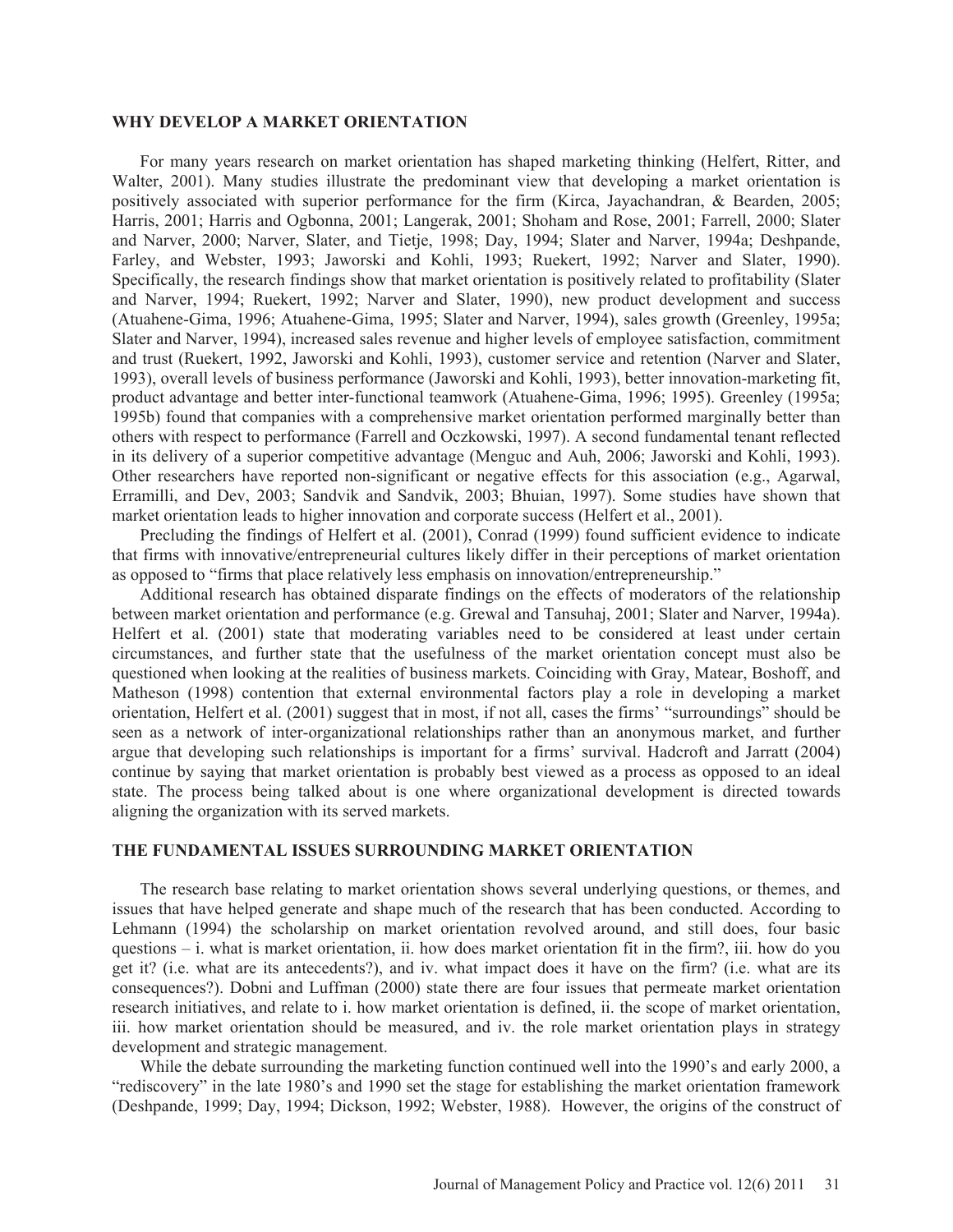## WHY DEVELOP A MARKET ORIENTATION

For many years research on market orientation has shaped marketing thinking (Helfert, Ritter, and Walter, 2001). Many studies illustrate the predominant view that developing a market orientation is positively associated with superior performance for the firm (Kirca, Jayachandran, & Bearden, 2005; Harris, 2001; Harris and Ogbonna, 2001; Langerak, 2001; Shoham and Rose, 2001; Farrell, 2000; Slater and Narver, 2000; Narver, Slater, and Tietje, 1998; Day, 1994; Slater and Narver, 1994a; Deshpande, Farley, and Webster, 1993; Jaworski and Kohli, 1993; Ruekert, 1992; Narver and Slater, 1990). Specifically, the research findings show that market orientation is positively related to profitability (Slater and Narver, 1994; Ruekert, 1992; Narver and Slater, 1990), new product development and success (Atuahene-Gima, 1996; Atuahene-Gima, 1995; Slater and Narver, 1994), sales growth (Greenley, 1995a; Slater and Narver, 1994), increased sales revenue and higher levels of employee satisfaction, commitment and trust (Ruekert, 1992, Jaworski and Kohli, 1993), customer service and retention (Narver and Slater, 1993), overall levels of business performance (Jaworski and Kohli, 1993), better innovation-marketing fit, product advantage and better inter-functional teamwork (Atuahene-Gima, 1996; 1995). Greenley (1995a; 1995b) found that companies with a comprehensive market orientation performed marginally better than others with respect to performance (Farrell and Oczkowski, 1997). A second fundamental tenant reflected in its delivery of a superior competitive advantage (Menguc and Auh, 2006; Jaworski and Kohli, 1993). Other researchers have reported non-significant or negative effects for this association (e.g., Agarwal, Erramilli, and Dev, 2003; Sandvik and Sandvik, 2003; Bhuian, 1997). Some studies have shown that market orientation leads to higher innovation and corporate success (Helfert et al., 2001).

Precluding the findings of Helfert et al. (2001), Conrad (1999) found sufficient evidence to indicate that firms with innovative/entrepreneurial cultures likely differ in their perceptions of market orientation as opposed to "firms that place relatively less emphasis on innovation/entrepreneurship."

Additional research has obtained disparate findings on the effects of moderators of the relationship between market orientation and performance (e.g. Grewal and Tansuhaj, 2001; Slater and Narver, 1994a). Helfert et al. (2001) state that moderating variables need to be considered at least under certain circumstances, and further state that the usefulness of the market orientation concept must also be questioned when looking at the realities of business markets. Coinciding with Gray, Matear, Boshoff, and Matheson (1998) contention that external environmental factors play a role in developing a market orientation, Helfert et al. (2001) suggest that in most, if not all, cases the firms' "surroundings" should be seen as a network of inter-organizational relationships rather than an anonymous market, and further argue that developing such relationships is important for a firms' survival. Hadcroft and Jarratt (2004) continue by saying that market orientation is probably best viewed as a process as opposed to an ideal state. The process being talked about is one where organizational development is directed towards aligning the organization with its served markets.

## THE FUNDAMENTAL ISSUES SURROUNDING MARKET ORIENTATION

The research base relating to market orientation shows several underlying questions, or themes, and issues that have helped generate and shape much of the research that has been conducted. According to Lehmann (1994) the scholarship on market orientation revolved around, and still does, four basic questions – i. what is market orientation, ii. how does market orientation fit in the firm?, iii. how do you get it? (i.e. what are its antecedents?), and iv. what impact does it have on the firm? (i.e. what are its consequences?). Dobni and Luffman (2000) state there are four issues that permeate market orientation research initiatives, and relate to i. how market orientation is defined, ii. the scope of market orientation, iii. how market orientation should be measured, and iv. the role market orientation plays in strategy development and strategic management.

While the debate surrounding the marketing function continued well into the 1990's and early 2000, a "rediscovery" in the late 1980's and 1990 set the stage for establishing the market orientation framework (Deshpande, 1999; Day, 1994; Dickson, 1992; Webster, 1988). However, the origins of the construct of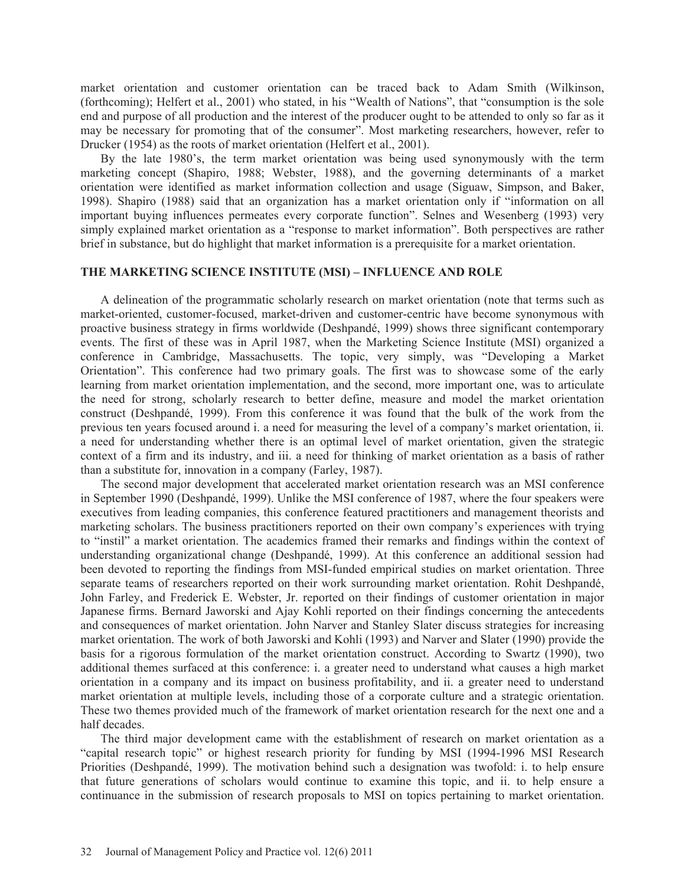market orientation and customer orientation can be traced back to Adam Smith (Wilkinson, (forthcoming); Helfert et al., 2001) who stated, in his "Wealth of Nations", that "consumption is the sole end and purpose of all production and the interest of the producer ought to be attended to only so far as it may be necessary for promoting that of the consumer". Most marketing researchers, however, refer to Drucker (1954) as the roots of market orientation (Helfert et al., 2001).

By the late 1980's, the term market orientation was being used synonymously with the term marketing concept (Shapiro, 1988; Webster, 1988), and the governing determinants of a market orientation were identified as market information collection and usage (Siguaw, Simpson, and Baker, 1998). Shapiro (1988) said that an organization has a market orientation only if "information on all important buying influences permeates every corporate function". Selnes and Wesenberg (1993) very simply explained market orientation as a "response to market information". Both perspectives are rather brief in substance, but do highlight that market information is a prerequisite for a market orientation.

## THE MARKETING SCIENCE INSTITUTE (MSI) – INFLUENCE AND ROLE

A delineation of the programmatic scholarly research on market orientation (note that terms such as market-oriented, customer-focused, market-driven and customer-centric have become synonymous with proactive business strategy in firms worldwide (Deshpandé, 1999) shows three significant contemporary events. The first of these was in April 1987, when the Marketing Science Institute (MSI) organized a conference in Cambridge, Massachusetts. The topic, very simply, was "Developing a Market Orientation". This conference had two primary goals. The first was to showcase some of the early learning from market orientation implementation, and the second, more important one, was to articulate the need for strong, scholarly research to better define, measure and model the market orientation construct (Deshpandé, 1999). From this conference it was found that the bulk of the work from the previous ten years focused around i. a need for measuring the level of a company's market orientation, ii. a need for understanding whether there is an optimal level of market orientation, given the strategic context of a firm and its industry, and iii. a need for thinking of market orientation as a basis of rather than a substitute for, innovation in a company (Farley, 1987).

The second major development that accelerated market orientation research was an MSI conference in September 1990 (Deshpandé, 1999). Unlike the MSI conference of 1987, where the four speakers were executives from leading companies, this conference featured practitioners and management theorists and marketing scholars. The business practitioners reported on their own company's experiences with trying to "instil" a market orientation. The academics framed their remarks and findings within the context of understanding organizational change (Deshpandé, 1999). At this conference an additional session had been devoted to reporting the findings from MSI-funded empirical studies on market orientation. Three separate teams of researchers reported on their work surrounding market orientation. Rohit Deshpandé, John Farley, and Frederick E. Webster, Jr. reported on their findings of customer orientation in major Japanese firms. Bernard Jaworski and Ajay Kohli reported on their findings concerning the antecedents and consequences of market orientation. John Narver and Stanley Slater discuss strategies for increasing market orientation. The work of both Jaworski and Kohli (1993) and Narver and Slater (1990) provide the basis for a rigorous formulation of the market orientation construct. According to Swartz (1990), two additional themes surfaced at this conference: i. a greater need to understand what causes a high market orientation in a company and its impact on business profitability, and ii. a greater need to understand market orientation at multiple levels, including those of a corporate culture and a strategic orientation. These two themes provided much of the framework of market orientation research for the next one and a half decades.

The third major development came with the establishment of research on market orientation as a "capital research topic" or highest research priority for funding by MSI (1994-1996 MSI Research Priorities (Deshpandé, 1999). The motivation behind such a designation was twofold: i. to help ensure that future generations of scholars would continue to examine this topic, and ii. to help ensure a continuance in the submission of research proposals to MSI on topics pertaining to market orientation.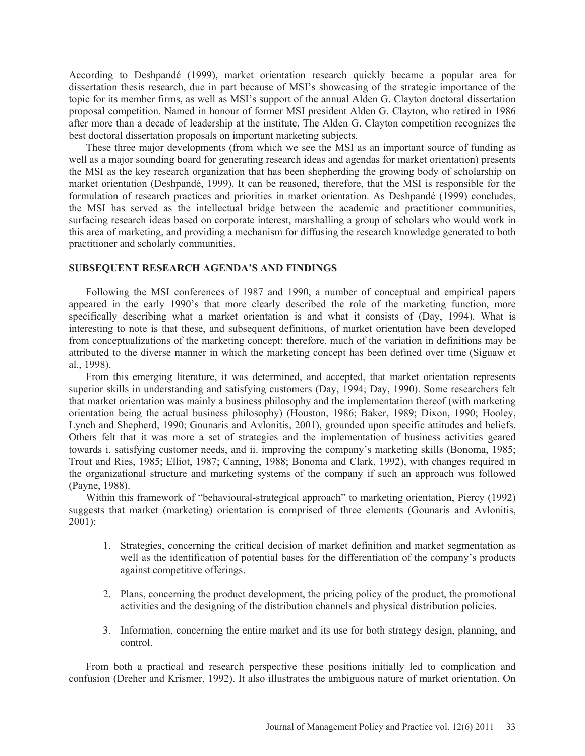According to Deshpandé (1999), market orientation research quickly became a popular area for dissertation thesis research, due in part because of MSI's showcasing of the strategic importance of the topic for its member firms, as well as MSI's support of the annual Alden G. Clayton doctoral dissertation proposal competition. Named in honour of former MSI president Alden G. Clayton, who retired in 1986 after more than a decade of leadership at the institute, The Alden G. Clayton competition recognizes the best doctoral dissertation proposals on important marketing subjects.

These three major developments (from which we see the MSI as an important source of funding as well as a major sounding board for generating research ideas and agendas for market orientation) presents the MSI as the key research organization that has been shepherding the growing body of scholarship on market orientation (Deshpandé, 1999). It can be reasoned, therefore, that the MSI is responsible for the formulation of research practices and priorities in market orientation. As Deshpandé (1999) concludes, the MSI has served as the intellectual bridge between the academic and practitioner communities, surfacing research ideas based on corporate interest, marshalling a group of scholars who would work in this area of marketing, and providing a mechanism for diffusing the research knowledge generated to both practitioner and scholarly communities.

## SUBSEQUENT RESEARCH AGENDA'S AND FINDINGS

Following the MSI conferences of 1987 and 1990, a number of conceptual and empirical papers appeared in the early 1990's that more clearly described the role of the marketing function, more specifically describing what a market orientation is and what it consists of (Day, 1994). What is interesting to note is that these, and subsequent definitions, of market orientation have been developed from conceptualizations of the marketing concept: therefore, much of the variation in definitions may be attributed to the diverse manner in which the marketing concept has been defined over time (Siguaw et al., 1998).

From this emerging literature, it was determined, and accepted, that market orientation represents superior skills in understanding and satisfying customers (Day, 1994; Day, 1990). Some researchers felt that market orientation was mainly a business philosophy and the implementation thereof (with marketing orientation being the actual business philosophy) (Houston, 1986; Baker, 1989; Dixon, 1990; Hooley, Lynch and Shepherd, 1990; Gounaris and Avlonitis, 2001), grounded upon specific attitudes and beliefs. Others felt that it was more a set of strategies and the implementation of business activities geared towards i. satisfying customer needs, and ii. improving the company's marketing skills (Bonoma, 1985; Trout and Ries, 1985; Elliot, 1987; Canning, 1988; Bonoma and Clark, 1992), with changes required in the organizational structure and marketing systems of the company if such an approach was followed (Payne, 1988).

Within this framework of "behavioural-strategical approach" to marketing orientation, Piercy (1992) suggests that market (marketing) orientation is comprised of three elements (Gounaris and Avlonitis, 2001):

1. Strategies, concerning the critical decision of market definition and market segmentation as well as the identification of potential bases for the differentiation of the company's products against competitive offerings.

2. Plans, concerning the product development, the pricing policy of the product, the promotional activities and the designing of the distribution channels and physical distribution policies.

3. Information, concerning the entire market and its use for both strategy design, planning, and control.

From both a practical and research perspective these positions initially led to complication and confusion (Dreher and Krismer, 1992). It also illustrates the ambiguous nature of market orientation. On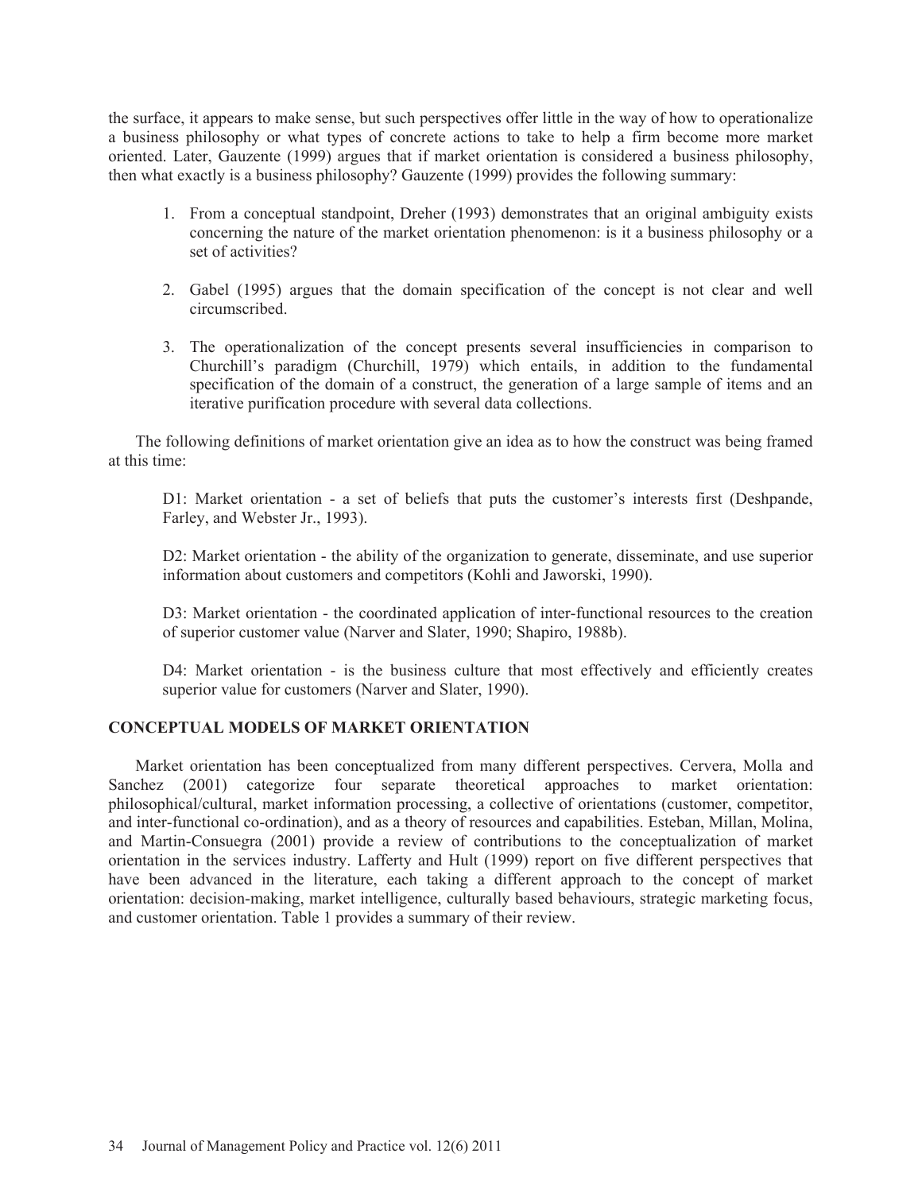the surface, it appears to make sense, but such perspectives offer little in the way of how to operationalize a business philosophy or what types of concrete actions to take to help a firm become more market oriented. Later, Gauzente (1999) argues that if market orientation is considered a business philosophy, then what exactly is a business philosophy? Gauzente (1999) provides the following summary:

1. From a conceptual standpoint, Dreher (1993) demonstrates that an original ambiguity exists concerning the nature of the market orientation phenomenon: is it a business philosophy or a set of activities?

2. Gabel (1995) argues that the domain specification of the concept is not clear and well circumscribed.

3. The operationalization of the concept presents several insufficiencies in comparison to Churchill's paradigm (Churchill, 1979) which entails, in addition to the fundamental specification of the domain of a construct, the generation of a large sample of items and an iterative purification procedure with several data collections.

The following definitions of market orientation give an idea as to how the construct was being framed at this time:

D1: Market orientation - a set of beliefs that puts the customer's interests first (Deshpande, Farley, and Webster Jr., 1993).

D2: Market orientation - the ability of the organization to generate, disseminate, and use superior information about customers and competitors (Kohli and Jaworski, 1990).

D3: Market orientation - the coordinated application of inter-functional resources to the creation of superior customer value (Narver and Slater, 1990; Shapiro, 1988b).

D4: Market orientation - is the business culture that most effectively and efficiently creates superior value for customers (Narver and Slater, 1990).

## CONCEPTUAL MODELS OF MARKET ORIENTATION

Market orientation has been conceptualized from many different perspectives. Cervera, Molla and Sanchez (2001) categorize four separate theoretical approaches to market orientation: philosophical/cultural, market information processing, a collective of orientations (customer, competitor, and inter-functional co-ordination), and as a theory of resources and capabilities. Esteban, Millan, Molina, and Martin-Consuegra (2001) provide a review of contributions to the conceptualization of market orientation in the services industry. Lafferty and Hult (1999) report on five different perspectives that have been advanced in the literature, each taking a different approach to the concept of market orientation: decision-making, market intelligence, culturally based behaviours, strategic marketing focus, and customer orientation. Table 1 provides a summary of their review.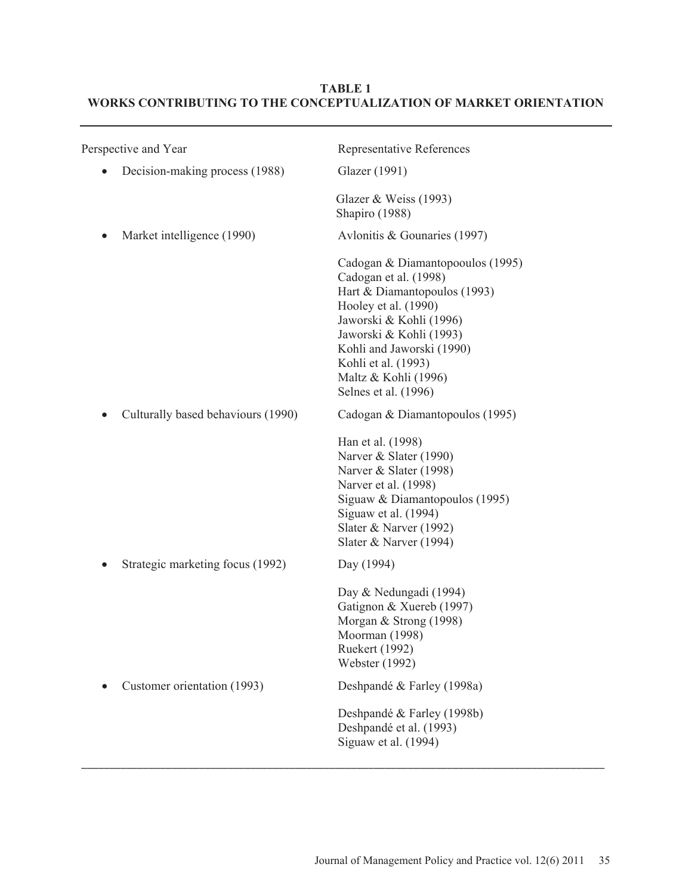**TABLE 1**
**WORKS CONTRIBUTING TO THE CONCEPTUALIZATION OF MARKET ORIENTATION**

| Perspective and Year | Representative References |
|---|---|
| • Decision-making process (1988) | Glazer (1991) |
| | Glazer & Weiss (1993) |
| | Shapiro (1988) |
| • Market intelligence (1990) | Avlonitis & Gounaries (1997) |
| | Cadogan & Diamantopooulos (1995) |
| | Cadogan et al. (1998) |
| | Hart & Diamantopoulos (1993) |
| | Hooley et al. (1990) |
| | Jaworski & Kohli (1996) |
| | Jaworski & Kohli (1993) |
| | Kohli and Jaworski (1990) |
| | Kohli et al. (1993) |
| | Maltz & Kohli (1996) |
| | Selnes et al. (1996) |
| • Culturally based behaviours (1990) | Cadogan & Diamantopoulos (1995) |
| | Han et al. (1998) |
| | Narver & Slater (1990) |
| | Narver & Slater (1998) |
| | Narver et al. (1998) |
| | Siguaw & Diamantopoulos (1995) |
| | Siguaw et al. (1994) |
| | Slater & Narver (1992) |
| | Slater & Narver (1994) |
| • Strategic marketing focus (1992) | Day (1994) |
| | Day & Nedungadi (1994) |
| | Gatignon & Xuereb (1997) |
| | Morgan & Strong (1998) |
| | Moorman (1998) |
| | Ruekert (1992) |
| | Webster (1992) |
| • Customer orientation (1993) | Deshpandé & Farley (1998a) |
| | Deshpandé & Farley (1998b) |
| | Deshpandé et al. (1993) |
| | Siguaw et al. (1994) |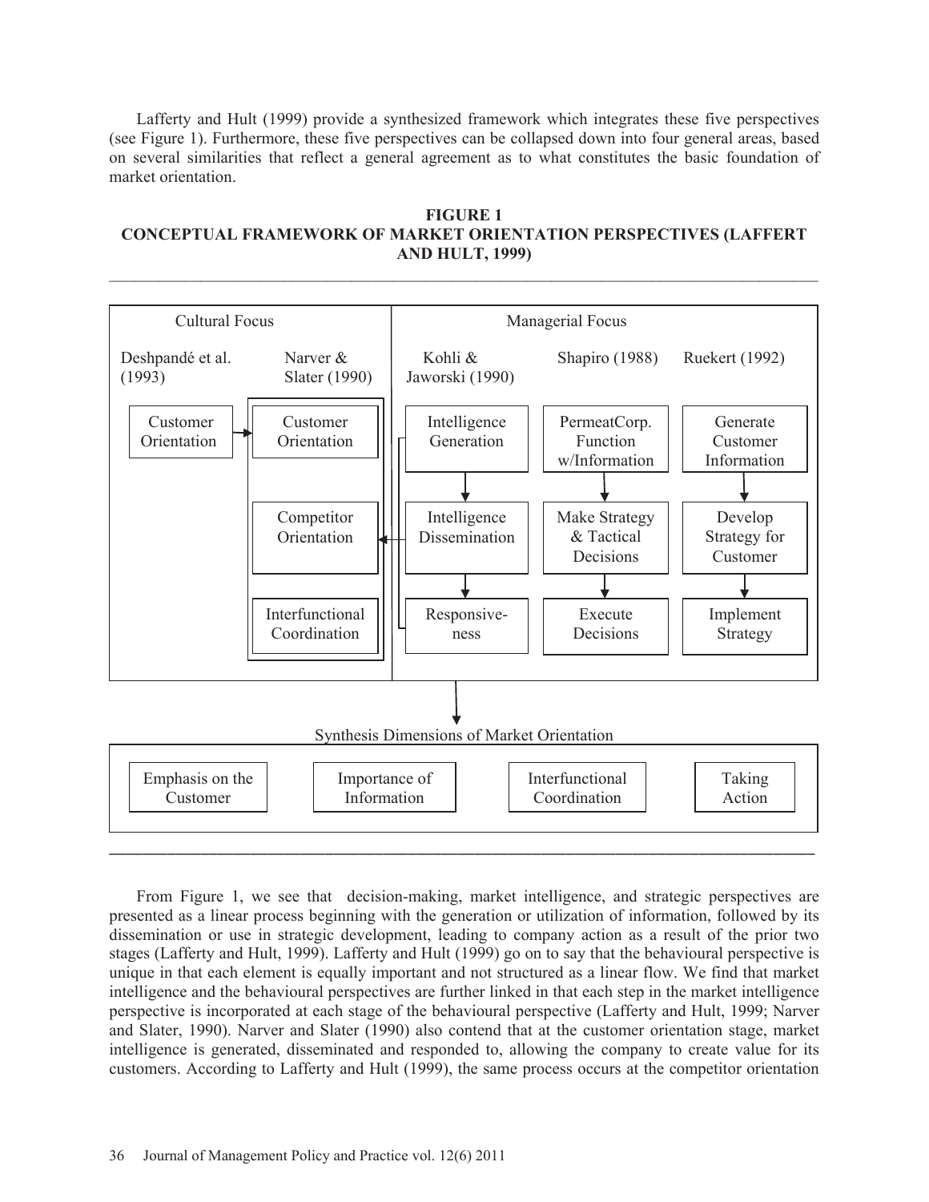Lafferty and Hult (1999) provide a synthesized framework which integrates these five perspectives (see Figure 1). Furthermore, these five perspectives can be collapsed down into four general areas, based on several similarities that reflect a general agreement as to what constitutes the basic foundation of market orientation.

**FIGURE 1**
**CONCEPTUAL FRAMEWORK OF MARKET ORIENTATION PERSPECTIVES (LAFFERT AND HULT, 1999)**

| Cultural Focus | | Managerial Focus | | |
|---|---|---|---|---|
| Deshpandé et al. (1993) | Narver & Slater (1990) | Kohli & Jaworski (1990) | Shapiro (1988) | Ruekert (1992) |
| Customer Orientation | Customer Orientation | Intelligence Generation | PermeatCorp. Function w/Information | Generate Customer Information |
| | Competitor Orientation | Intelligence Dissemination | Make Strategy & Tactical Decisions | Develop Strategy for Customer |
| | Interfunctional Coordination | Responsive-ness | Execute Decisions | Implement Strategy |

Synthesis Dimensions of Market Orientation

| Emphasis on the Customer | Importance of Information | Interfunctional Coordination | Taking Action |
|---|---|---|---|

From Figure 1, we see that decision-making, market intelligence, and strategic perspectives are presented as a linear process beginning with the generation or utilization of information, followed by its dissemination or use in strategic development, leading to company action as a result of the prior two stages (Lafferty and Hult, 1999). Lafferty and Hult (1999) go on to say that the behavioural perspective is unique in that each element is equally important and not structured as a linear flow. We find that market intelligence and the behavioural perspectives are further linked in that each step in the market intelligence perspective is incorporated at each stage of the behavioural perspective (Lafferty and Hult, 1999; Narver and Slater, 1990). Narver and Slater (1990) also contend that at the customer orientation stage, market intelligence is generated, disseminated and responded to, allowing the company to create value for its customers. According to Lafferty and Hult (1999), the same process occurs at the competitor orientation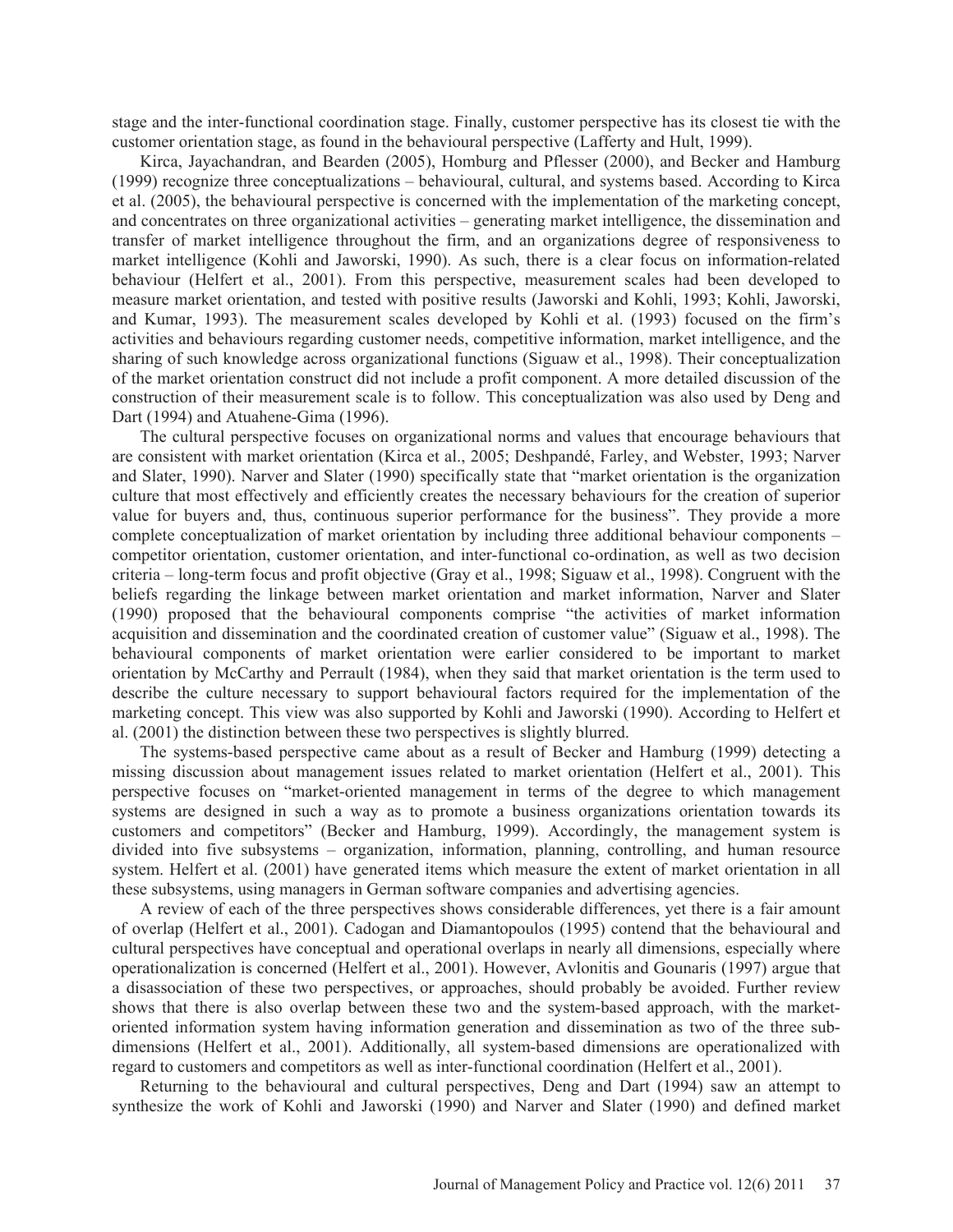stage and the inter-functional coordination stage. Finally, customer perspective has its closest tie with the customer orientation stage, as found in the behavioural perspective (Lafferty and Hult, 1999).

Kirca, Jayachandran, and Bearden (2005), Homburg and Pflesser (2000), and Becker and Hamburg (1999) recognize three conceptualizations – behavioural, cultural, and systems based. According to Kirca et al. (2005), the behavioural perspective is concerned with the implementation of the marketing concept, and concentrates on three organizational activities – generating market intelligence, the dissemination and transfer of market intelligence throughout the firm, and an organizations degree of responsiveness to market intelligence (Kohli and Jaworski, 1990). As such, there is a clear focus on information-related behaviour (Helfert et al., 2001). From this perspective, measurement scales had been developed to measure market orientation, and tested with positive results (Jaworski and Kohli, 1993; Kohli, Jaworski, and Kumar, 1993). The measurement scales developed by Kohli et al. (1993) focused on the firm's activities and behaviours regarding customer needs, competitive information, market intelligence, and the sharing of such knowledge across organizational functions (Siguaw et al., 1998). Their conceptualization of the market orientation construct did not include a profit component. A more detailed discussion of the construction of their measurement scale is to follow. This conceptualization was also used by Deng and Dart (1994) and Atuahene-Gima (1996).

The cultural perspective focuses on organizational norms and values that encourage behaviours that are consistent with market orientation (Kirca et al., 2005; Deshpandé, Farley, and Webster, 1993; Narver and Slater, 1990). Narver and Slater (1990) specifically state that "market orientation is the organization culture that most effectively and efficiently creates the necessary behaviours for the creation of superior value for buyers and, thus, continuous superior performance for the business". They provide a more complete conceptualization of market orientation by including three additional behaviour components – competitor orientation, customer orientation, and inter-functional co-ordination, as well as two decision criteria – long-term focus and profit objective (Gray et al., 1998; Siguaw et al., 1998). Congruent with the beliefs regarding the linkage between market orientation and market information, Narver and Slater (1990) proposed that the behavioural components comprise "the activities of market information acquisition and dissemination and the coordinated creation of customer value" (Siguaw et al., 1998). The behavioural components of market orientation were earlier considered to be important to market orientation by McCarthy and Perrault (1984), when they said that market orientation is the term used to describe the culture necessary to support behavioural factors required for the implementation of the marketing concept. This view was also supported by Kohli and Jaworski (1990). According to Helfert et al. (2001) the distinction between these two perspectives is slightly blurred.

The systems-based perspective came about as a result of Becker and Hamburg (1999) detecting a missing discussion about management issues related to market orientation (Helfert et al., 2001). This perspective focuses on "market-oriented management in terms of the degree to which management systems are designed in such a way as to promote a business organizations orientation towards its customers and competitors" (Becker and Hamburg, 1999). Accordingly, the management system is divided into five subsystems – organization, information, planning, controlling, and human resource system. Helfert et al. (2001) have generated items which measure the extent of market orientation in all these subsystems, using managers in German software companies and advertising agencies.

A review of each of the three perspectives shows considerable differences, yet there is a fair amount of overlap (Helfert et al., 2001). Cadogan and Diamantopoulos (1995) contend that the behavioural and cultural perspectives have conceptual and operational overlaps in nearly all dimensions, especially where operationalization is concerned (Helfert et al., 2001). However, Avlonitis and Gounaris (1997) argue that a disassociation of these two perspectives, or approaches, should probably be avoided. Further review shows that there is also overlap between these two and the system-based approach, with the market-oriented information system having information generation and dissemination as two of the three sub-dimensions (Helfert et al., 2001). Additionally, all system-based dimensions are operationalized with regard to customers and competitors as well as inter-functional coordination (Helfert et al., 2001).

Returning to the behavioural and cultural perspectives, Deng and Dart (1994) saw an attempt to synthesize the work of Kohli and Jaworski (1990) and Narver and Slater (1990) and defined market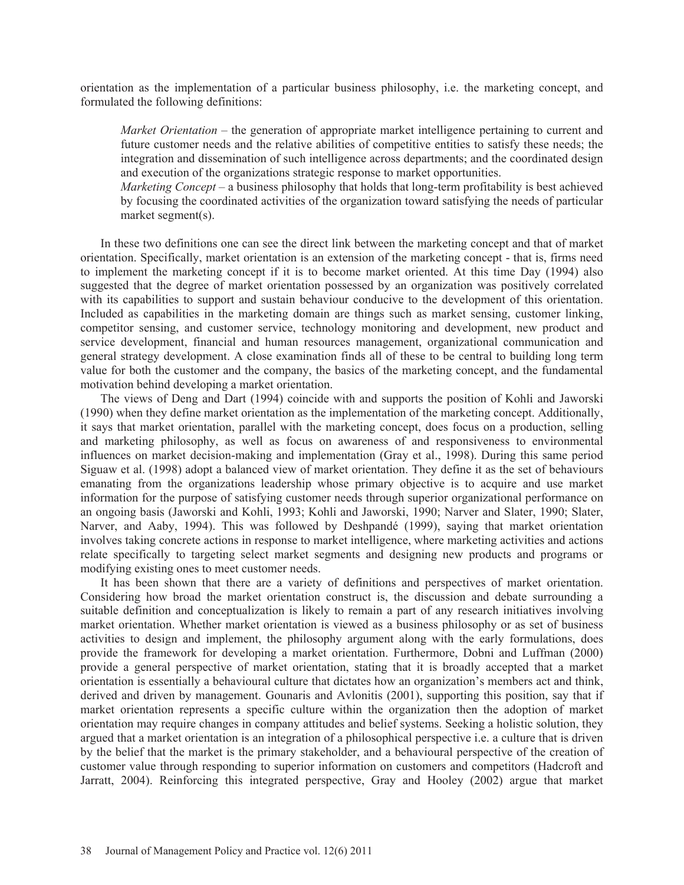orientation as the implementation of a particular business philosophy, i.e. the marketing concept, and formulated the following definitions:

> *Market Orientation* – the generation of appropriate market intelligence pertaining to current and future customer needs and the relative abilities of competitive entities to satisfy these needs; the integration and dissemination of such intelligence across departments; and the coordinated design and execution of the organizations strategic response to market opportunities.
> *Marketing Concept* – a business philosophy that holds that long-term profitability is best achieved by focusing the coordinated activities of the organization toward satisfying the needs of particular market segment(s).

In these two definitions one can see the direct link between the marketing concept and that of market orientation. Specifically, market orientation is an extension of the marketing concept - that is, firms need to implement the marketing concept if it is to become market oriented. At this time Day (1994) also suggested that the degree of market orientation possessed by an organization was positively correlated with its capabilities to support and sustain behaviour conducive to the development of this orientation. Included as capabilities in the marketing domain are things such as market sensing, customer linking, competitor sensing, and customer service, technology monitoring and development, new product and service development, financial and human resources management, organizational communication and general strategy development. A close examination finds all of these to be central to building long term value for both the customer and the company, the basics of the marketing concept, and the fundamental motivation behind developing a market orientation.

The views of Deng and Dart (1994) coincide with and supports the position of Kohli and Jaworski (1990) when they define market orientation as the implementation of the marketing concept. Additionally, it says that market orientation, parallel with the marketing concept, does focus on a production, selling and marketing philosophy, as well as focus on awareness of and responsiveness to environmental influences on market decision-making and implementation (Gray et al., 1998). During this same period Siguaw et al. (1998) adopt a balanced view of market orientation. They define it as the set of behaviours emanating from the organizations leadership whose primary objective is to acquire and use market information for the purpose of satisfying customer needs through superior organizational performance on an ongoing basis (Jaworski and Kohli, 1993; Kohli and Jaworski, 1990; Narver and Slater, 1990; Slater, Narver, and Aaby, 1994). This was followed by Deshpandé (1999), saying that market orientation involves taking concrete actions in response to market intelligence, where marketing activities and actions relate specifically to targeting select market segments and designing new products and programs or modifying existing ones to meet customer needs.

It has been shown that there are a variety of definitions and perspectives of market orientation. Considering how broad the market orientation construct is, the discussion and debate surrounding a suitable definition and conceptualization is likely to remain a part of any research initiatives involving market orientation. Whether market orientation is viewed as a business philosophy or as set of business activities to design and implement, the philosophy argument along with the early formulations, does provide the framework for developing a market orientation. Furthermore, Dobni and Luffman (2000) provide a general perspective of market orientation, stating that it is broadly accepted that a market orientation is essentially a behavioural culture that dictates how an organization's members act and think, derived and driven by management. Gounaris and Avlonitis (2001), supporting this position, say that if market orientation represents a specific culture within the organization then the adoption of market orientation may require changes in company attitudes and belief systems. Seeking a holistic solution, they argued that a market orientation is an integration of a philosophical perspective i.e. a culture that is driven by the belief that the market is the primary stakeholder, and a behavioural perspective of the creation of customer value through responding to superior information on customers and competitors (Hadcroft and Jarratt, 2004). Reinforcing this integrated perspective, Gray and Hooley (2002) argue that market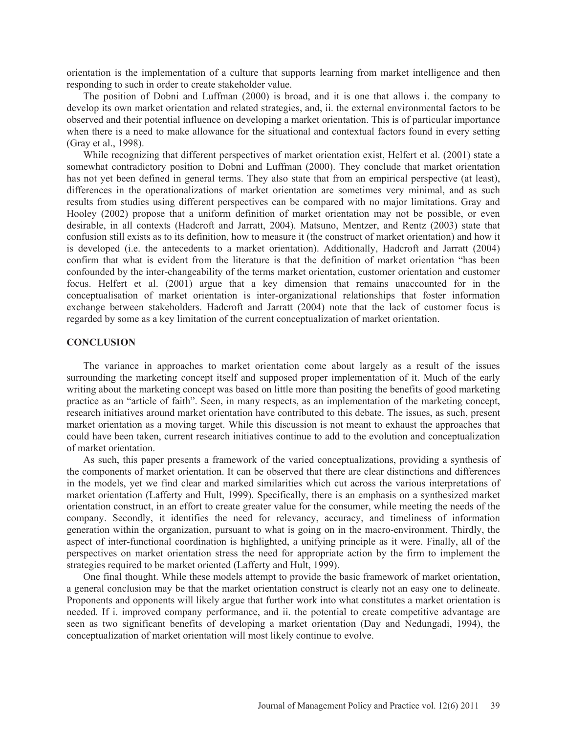orientation is the implementation of a culture that supports learning from market intelligence and then responding to such in order to create stakeholder value.

The position of Dobni and Luffman (2000) is broad, and it is one that allows i. the company to develop its own market orientation and related strategies, and, ii. the external environmental factors to be observed and their potential influence on developing a market orientation. This is of particular importance when there is a need to make allowance for the situational and contextual factors found in every setting (Gray et al., 1998).

While recognizing that different perspectives of market orientation exist, Helfert et al. (2001) state a somewhat contradictory position to Dobni and Luffman (2000). They conclude that market orientation has not yet been defined in general terms. They also state that from an empirical perspective (at least), differences in the operationalizations of market orientation are sometimes very minimal, and as such results from studies using different perspectives can be compared with no major limitations. Gray and Hooley (2002) propose that a uniform definition of market orientation may not be possible, or even desirable, in all contexts (Hadcroft and Jarratt, 2004). Matsuno, Mentzer, and Rentz (2003) state that confusion still exists as to its definition, how to measure it (the construct of market orientation) and how it is developed (i.e. the antecedents to a market orientation). Additionally, Hadcroft and Jarratt (2004) confirm that what is evident from the literature is that the definition of market orientation "has been confounded by the inter-changeability of the terms market orientation, customer orientation and customer focus. Helfert et al. (2001) argue that a key dimension that remains unaccounted for in the conceptualisation of market orientation is inter-organizational relationships that foster information exchange between stakeholders. Hadcroft and Jarratt (2004) note that the lack of customer focus is regarded by some as a key limitation of the current conceptualization of market orientation.

## CONCLUSION

The variance in approaches to market orientation come about largely as a result of the issues surrounding the marketing concept itself and supposed proper implementation of it. Much of the early writing about the marketing concept was based on little more than positing the benefits of good marketing practice as an "article of faith". Seen, in many respects, as an implementation of the marketing concept, research initiatives around market orientation have contributed to this debate. The issues, as such, present market orientation as a moving target. While this discussion is not meant to exhaust the approaches that could have been taken, current research initiatives continue to add to the evolution and conceptualization of market orientation.

As such, this paper presents a framework of the varied conceptualizations, providing a synthesis of the components of market orientation. It can be observed that there are clear distinctions and differences in the models, yet we find clear and marked similarities which cut across the various interpretations of market orientation (Lafferty and Hult, 1999). Specifically, there is an emphasis on a synthesized market orientation construct, in an effort to create greater value for the consumer, while meeting the needs of the company. Secondly, it identifies the need for relevancy, accuracy, and timeliness of information generation within the organization, pursuant to what is going on in the macro-environment. Thirdly, the aspect of inter-functional coordination is highlighted, a unifying principle as it were. Finally, all of the perspectives on market orientation stress the need for appropriate action by the firm to implement the strategies required to be market oriented (Lafferty and Hult, 1999).

One final thought. While these models attempt to provide the basic framework of market orientation, a general conclusion may be that the market orientation construct is clearly not an easy one to delineate. Proponents and opponents will likely argue that further work into what constitutes a market orientation is needed. If i. improved company performance, and ii. the potential to create competitive advantage are seen as two significant benefits of developing a market orientation (Day and Nedungadi, 1994), the conceptualization of market orientation will most likely continue to evolve.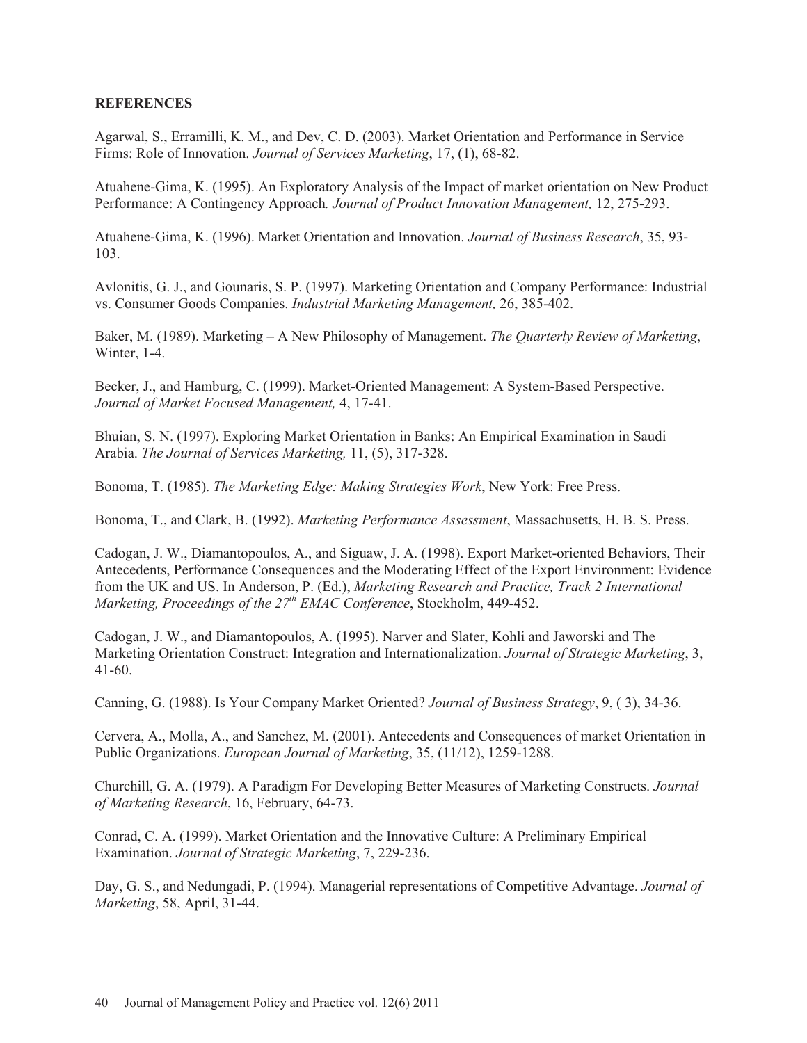**REFERENCES**

Agarwal, S., Erramilli, K. M., and Dev, C. D. (2003). Market Orientation and Performance in Service Firms: Role of Innovation. *Journal of Services Marketing*, 17, (1), 68-82.

Atuahene-Gima, K. (1995). An Exploratory Analysis of the Impact of market orientation on New Product Performance: A Contingency Approach*. Journal of Product Innovation Management,* 12, 275-293.

Atuahene-Gima, K. (1996). Market Orientation and Innovation. *Journal of Business Research*, 35, 93-103.

Avlonitis, G. J., and Gounaris, S. P. (1997). Marketing Orientation and Company Performance: Industrial vs. Consumer Goods Companies. *Industrial Marketing Management,* 26, 385-402.

Baker, M. (1989). Marketing – A New Philosophy of Management. *The Quarterly Review of Marketing*, Winter, 1-4.

Becker, J., and Hamburg, C. (1999). Market-Oriented Management: A System-Based Perspective. *Journal of Market Focused Management,* 4, 17-41.

Bhuian, S. N. (1997). Exploring Market Orientation in Banks: An Empirical Examination in Saudi Arabia. *The Journal of Services Marketing,* 11, (5), 317-328.

Bonoma, T. (1985). *The Marketing Edge: Making Strategies Work*, New York: Free Press.

Bonoma, T., and Clark, B. (1992). *Marketing Performance Assessment*, Massachusetts, H. B. S. Press.

Cadogan, J. W., Diamantopoulos, A., and Siguaw, J. A. (1998). Export Market-oriented Behaviors, Their Antecedents, Performance Consequences and the Moderating Effect of the Export Environment: Evidence from the UK and US. In Anderson, P. (Ed.), *Marketing Research and Practice, Track 2 International Marketing, Proceedings of the 27th EMAC Conference*, Stockholm, 449-452.

Cadogan, J. W., and Diamantopoulos, A. (1995). Narver and Slater, Kohli and Jaworski and The Marketing Orientation Construct: Integration and Internationalization. *Journal of Strategic Marketing*, 3, 41-60.

Canning, G. (1988). Is Your Company Market Oriented? *Journal of Business Strategy*, 9, ( 3), 34-36.

Cervera, A., Molla, A., and Sanchez, M. (2001). Antecedents and Consequences of market Orientation in Public Organizations. *European Journal of Marketing*, 35, (11/12), 1259-1288.

Churchill, G. A. (1979). A Paradigm For Developing Better Measures of Marketing Constructs. *Journal of Marketing Research*, 16, February, 64-73.

Conrad, C. A. (1999). Market Orientation and the Innovative Culture: A Preliminary Empirical Examination. *Journal of Strategic Marketing*, 7, 229-236.

Day, G. S., and Nedungadi, P. (1994). Managerial representations of Competitive Advantage. *Journal of Marketing*, 58, April, 31-44.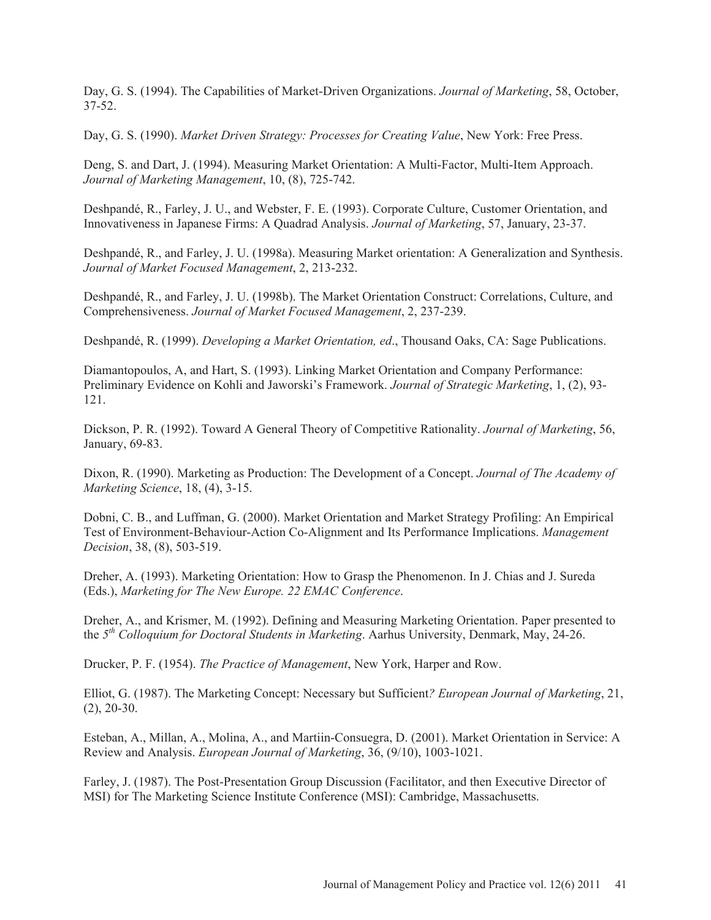Day, G. S. (1994). The Capabilities of Market-Driven Organizations. *Journal of Marketing*, 58, October, 37-52.

Day, G. S. (1990). *Market Driven Strategy: Processes for Creating Value*, New York: Free Press.

Deng, S. and Dart, J. (1994). Measuring Market Orientation: A Multi-Factor, Multi-Item Approach. *Journal of Marketing Management*, 10, (8), 725-742.

Deshpandé, R., Farley, J. U., and Webster, F. E. (1993). Corporate Culture, Customer Orientation, and Innovativeness in Japanese Firms: A Quadrad Analysis. *Journal of Marketing*, 57, January, 23-37.

Deshpandé, R., and Farley, J. U. (1998a). Measuring Market orientation: A Generalization and Synthesis. *Journal of Market Focused Management*, 2, 213-232.

Deshpandé, R., and Farley, J. U. (1998b). The Market Orientation Construct: Correlations, Culture, and Comprehensiveness. *Journal of Market Focused Management*, 2, 237-239.

Deshpandé, R. (1999). *Developing a Market Orientation, ed*., Thousand Oaks, CA: Sage Publications.

Diamantopoulos, A, and Hart, S. (1993). Linking Market Orientation and Company Performance: Preliminary Evidence on Kohli and Jaworski's Framework. *Journal of Strategic Marketing*, 1, (2), 93-121.

Dickson, P. R. (1992). Toward A General Theory of Competitive Rationality. *Journal of Marketing*, 56, January, 69-83.

Dixon, R. (1990). Marketing as Production: The Development of a Concept. *Journal of The Academy of Marketing Science*, 18, (4), 3-15.

Dobni, C. B., and Luffman, G. (2000). Market Orientation and Market Strategy Profiling: An Empirical Test of Environment-Behaviour-Action Co-Alignment and Its Performance Implications. *Management Decision*, 38, (8), 503-519.

Dreher, A. (1993). Marketing Orientation: How to Grasp the Phenomenon. In J. Chias and J. Sureda (Eds.), *Marketing for The New Europe. 22 EMAC Conference*.

Dreher, A., and Krismer, M. (1992). Defining and Measuring Marketing Orientation. Paper presented to the *5th Colloquium for Doctoral Students in Marketing*. Aarhus University, Denmark, May, 24-26.

Drucker, P. F. (1954). *The Practice of Management*, New York, Harper and Row.

Elliot, G. (1987). The Marketing Concept: Necessary but Sufficient*? European Journal of Marketing*, 21, (2), 20-30.

Esteban, A., Millan, A., Molina, A., and Martiin-Consuegra, D. (2001). Market Orientation in Service: A Review and Analysis. *European Journal of Marketing*, 36, (9/10), 1003-1021.

Farley, J. (1987). The Post-Presentation Group Discussion (Facilitator, and then Executive Director of MSI) for The Marketing Science Institute Conference (MSI): Cambridge, Massachusetts.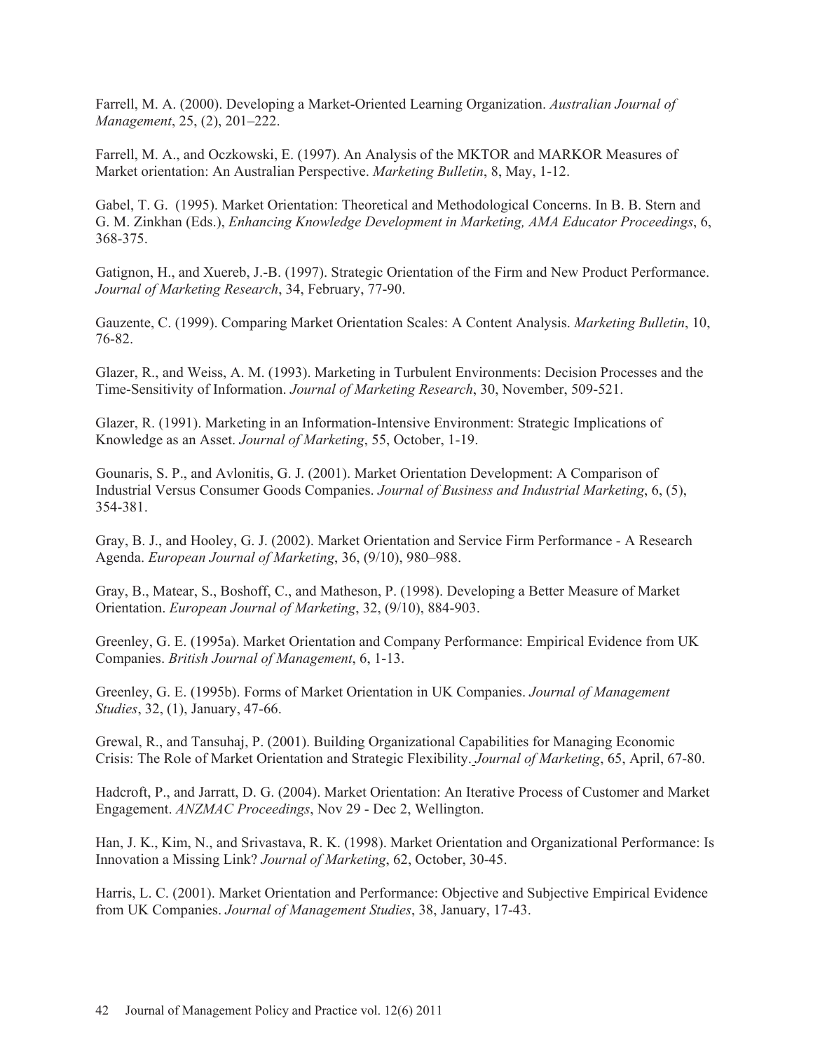Farrell, M. A. (2000). Developing a Market-Oriented Learning Organization. *Australian Journal of Management*, 25, (2), 201–222.

Farrell, M. A., and Oczkowski, E. (1997). An Analysis of the MKTOR and MARKOR Measures of Market orientation: An Australian Perspective. *Marketing Bulletin*, 8, May, 1-12.

Gabel, T. G. (1995). Market Orientation: Theoretical and Methodological Concerns. In B. B. Stern and G. M. Zinkhan (Eds.), *Enhancing Knowledge Development in Marketing, AMA Educator Proceedings*, 6, 368-375.

Gatignon, H., and Xuereb, J.-B. (1997). Strategic Orientation of the Firm and New Product Performance. *Journal of Marketing Research*, 34, February, 77-90.

Gauzente, C. (1999). Comparing Market Orientation Scales: A Content Analysis. *Marketing Bulletin*, 10, 76-82.

Glazer, R., and Weiss, A. M. (1993). Marketing in Turbulent Environments: Decision Processes and the Time-Sensitivity of Information. *Journal of Marketing Research*, 30, November, 509-521.

Glazer, R. (1991). Marketing in an Information-Intensive Environment: Strategic Implications of Knowledge as an Asset. *Journal of Marketing*, 55, October, 1-19.

Gounaris, S. P., and Avlonitis, G. J. (2001). Market Orientation Development: A Comparison of Industrial Versus Consumer Goods Companies. *Journal of Business and Industrial Marketing*, 6, (5), 354-381.

Gray, B. J., and Hooley, G. J. (2002). Market Orientation and Service Firm Performance - A Research Agenda. *European Journal of Marketing*, 36, (9/10), 980–988.

Gray, B., Matear, S., Boshoff, C., and Matheson, P. (1998). Developing a Better Measure of Market Orientation. *European Journal of Marketing*, 32, (9/10), 884-903.

Greenley, G. E. (1995a). Market Orientation and Company Performance: Empirical Evidence from UK Companies. *British Journal of Management*, 6, 1-13.

Greenley, G. E. (1995b). Forms of Market Orientation in UK Companies. *Journal of Management Studies*, 32, (1), January, 47-66.

Grewal, R., and Tansuhaj, P. (2001). Building Organizational Capabilities for Managing Economic Crisis: The Role of Market Orientation and Strategic Flexibility. *Journal of Marketing*, 65, April, 67-80.

Hadcroft, P., and Jarratt, D. G. (2004). Market Orientation: An Iterative Process of Customer and Market Engagement. *ANZMAC Proceedings*, Nov 29 - Dec 2, Wellington.

Han, J. K., Kim, N., and Srivastava, R. K. (1998). Market Orientation and Organizational Performance: Is Innovation a Missing Link? *Journal of Marketing*, 62, October, 30-45.

Harris, L. C. (2001). Market Orientation and Performance: Objective and Subjective Empirical Evidence from UK Companies. *Journal of Management Studies*, 38, January, 17-43.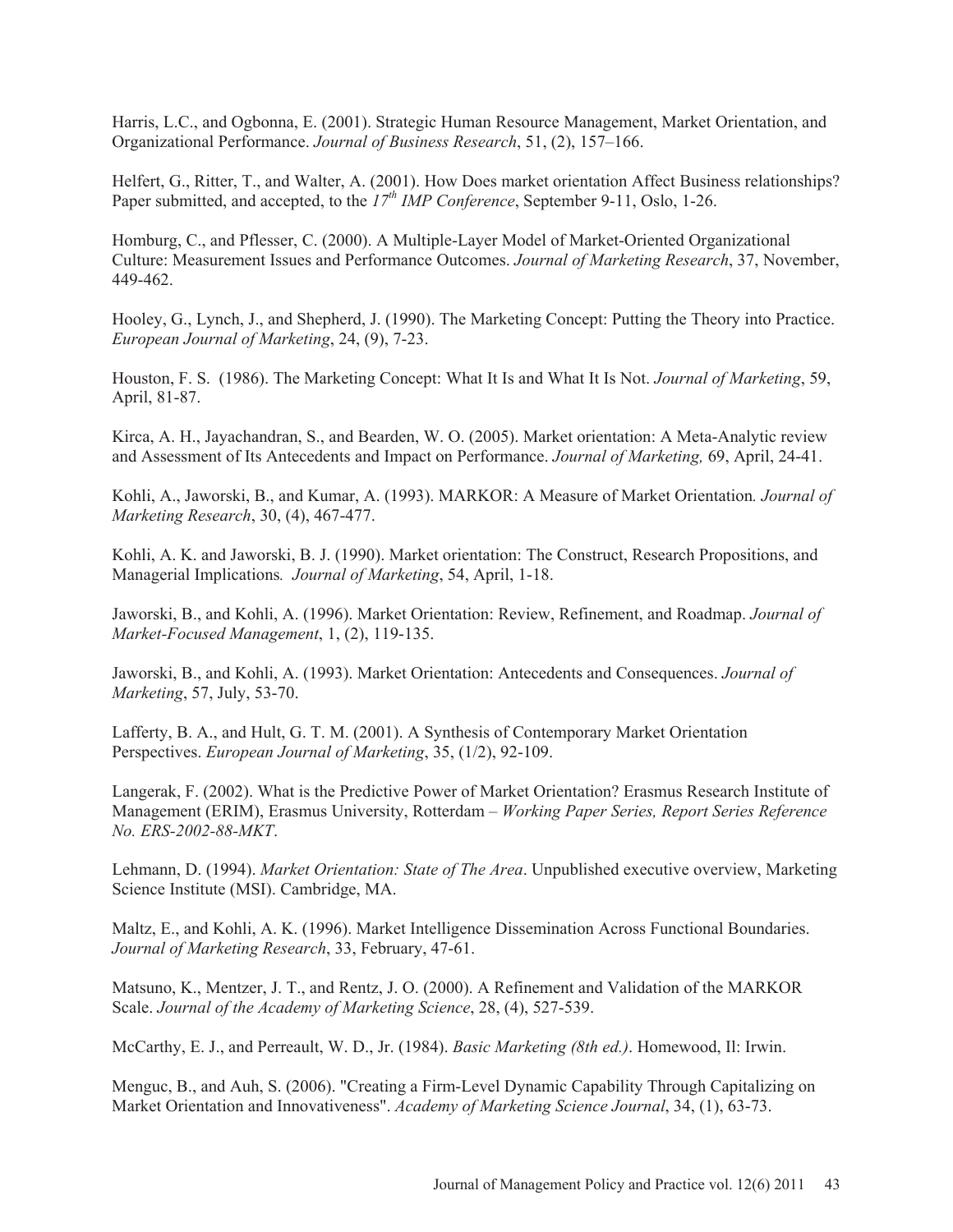Harris, L.C., and Ogbonna, E. (2001). Strategic Human Resource Management, Market Orientation, and Organizational Performance. *Journal of Business Research*, 51, (2), 157–166.

Helfert, G., Ritter, T., and Walter, A. (2001). How Does market orientation Affect Business relationships? Paper submitted, and accepted, to the *17th IMP Conference*, September 9-11, Oslo, 1-26.

Homburg, C., and Pflesser, C. (2000). A Multiple-Layer Model of Market-Oriented Organizational Culture: Measurement Issues and Performance Outcomes. *Journal of Marketing Research*, 37, November, 449-462.

Hooley, G., Lynch, J., and Shepherd, J. (1990). The Marketing Concept: Putting the Theory into Practice. *European Journal of Marketing*, 24, (9), 7-23.

Houston, F. S. (1986). The Marketing Concept: What It Is and What It Is Not. *Journal of Marketing*, 59, April, 81-87.

Kirca, A. H., Jayachandran, S., and Bearden, W. O. (2005). Market orientation: A Meta-Analytic review and Assessment of Its Antecedents and Impact on Performance. *Journal of Marketing,* 69, April, 24-41.

Kohli, A., Jaworski, B., and Kumar, A. (1993). MARKOR: A Measure of Market Orientation*. Journal of Marketing Research*, 30, (4), 467-477.

Kohli, A. K. and Jaworski, B. J. (1990). Market orientation: The Construct, Research Propositions, and Managerial Implications*. Journal of Marketing*, 54, April, 1-18.

Jaworski, B., and Kohli, A. (1996). Market Orientation: Review, Refinement, and Roadmap. *Journal of Market-Focused Management*, 1, (2), 119-135.

Jaworski, B., and Kohli, A. (1993). Market Orientation: Antecedents and Consequences. *Journal of Marketing*, 57, July, 53-70.

Lafferty, B. A., and Hult, G. T. M. (2001). A Synthesis of Contemporary Market Orientation Perspectives. *European Journal of Marketing*, 35, (1/2), 92-109.

Langerak, F. (2002). What is the Predictive Power of Market Orientation? Erasmus Research Institute of Management (ERIM), Erasmus University, Rotterdam – *Working Paper Series, Report Series Reference No. ERS-2002-88-MKT*.

Lehmann, D. (1994). *Market Orientation: State of The Area*. Unpublished executive overview, Marketing Science Institute (MSI). Cambridge, MA.

Maltz, E., and Kohli, A. K. (1996). Market Intelligence Dissemination Across Functional Boundaries. *Journal of Marketing Research*, 33, February, 47-61.

Matsuno, K., Mentzer, J. T., and Rentz, J. O. (2000). A Refinement and Validation of the MARKOR Scale. *Journal of the Academy of Marketing Science*, 28, (4), 527-539.

McCarthy, E. J., and Perreault, W. D., Jr. (1984). *Basic Marketing (8th ed.)*. Homewood, Il: Irwin.

Menguc, B., and Auh, S. (2006). "Creating a Firm-Level Dynamic Capability Through Capitalizing on Market Orientation and Innovativeness". *Academy of Marketing Science Journal*, 34, (1), 63-73.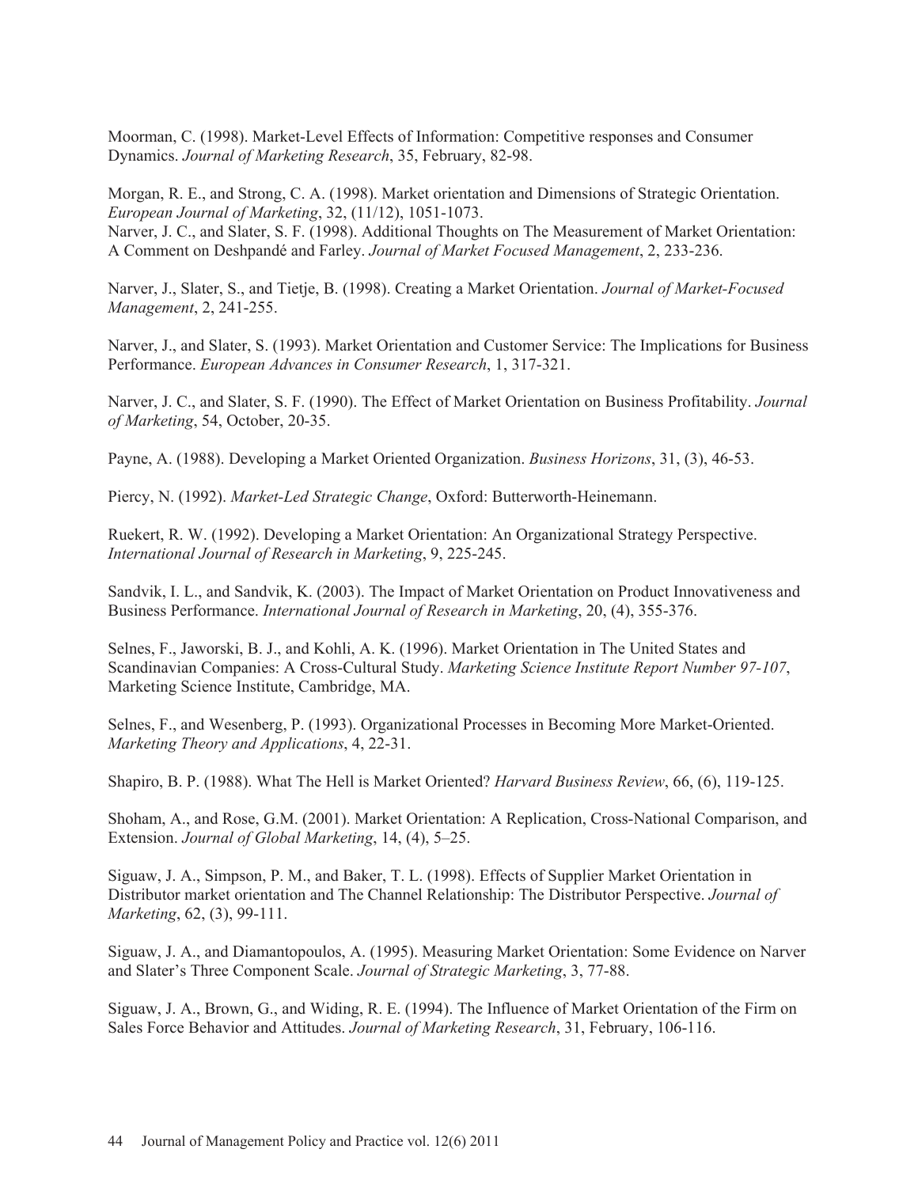Moorman, C. (1998). Market-Level Effects of Information: Competitive responses and Consumer Dynamics. *Journal of Marketing Research*, 35, February, 82-98.

Morgan, R. E., and Strong, C. A. (1998). Market orientation and Dimensions of Strategic Orientation. *European Journal of Marketing*, 32, (11/12), 1051-1073.

Narver, J. C., and Slater, S. F. (1998). Additional Thoughts on The Measurement of Market Orientation: A Comment on Deshpandé and Farley. *Journal of Market Focused Management*, 2, 233-236.

Narver, J., Slater, S., and Tietje, B. (1998). Creating a Market Orientation. *Journal of Market-Focused Management*, 2, 241-255.

Narver, J., and Slater, S. (1993). Market Orientation and Customer Service: The Implications for Business Performance. *European Advances in Consumer Research*, 1, 317-321.

Narver, J. C., and Slater, S. F. (1990). The Effect of Market Orientation on Business Profitability. *Journal of Marketing*, 54, October, 20-35.

Payne, A. (1988). Developing a Market Oriented Organization. *Business Horizons*, 31, (3), 46-53.

Piercy, N. (1992). *Market-Led Strategic Change*, Oxford: Butterworth-Heinemann.

Ruekert, R. W. (1992). Developing a Market Orientation: An Organizational Strategy Perspective. *International Journal of Research in Marketing*, 9, 225-245.

Sandvik, I. L., and Sandvik, K. (2003). The Impact of Market Orientation on Product Innovativeness and Business Performance. *International Journal of Research in Marketing*, 20, (4), 355-376.

Selnes, F., Jaworski, B. J., and Kohli, A. K. (1996). Market Orientation in The United States and Scandinavian Companies: A Cross-Cultural Study. *Marketing Science Institute Report Number 97-107*, Marketing Science Institute, Cambridge, MA.

Selnes, F., and Wesenberg, P. (1993). Organizational Processes in Becoming More Market-Oriented. *Marketing Theory and Applications*, 4, 22-31.

Shapiro, B. P. (1988). What The Hell is Market Oriented? *Harvard Business Review*, 66, (6), 119-125.

Shoham, A., and Rose, G.M. (2001). Market Orientation: A Replication, Cross-National Comparison, and Extension. *Journal of Global Marketing*, 14, (4), 5–25.

Siguaw, J. A., Simpson, P. M., and Baker, T. L. (1998). Effects of Supplier Market Orientation in Distributor market orientation and The Channel Relationship: The Distributor Perspective. *Journal of Marketing*, 62, (3), 99-111.

Siguaw, J. A., and Diamantopoulos, A. (1995). Measuring Market Orientation: Some Evidence on Narver and Slater's Three Component Scale. *Journal of Strategic Marketing*, 3, 77-88.

Siguaw, J. A., Brown, G., and Widing, R. E. (1994). The Influence of Market Orientation of the Firm on Sales Force Behavior and Attitudes. *Journal of Marketing Research*, 31, February, 106-116.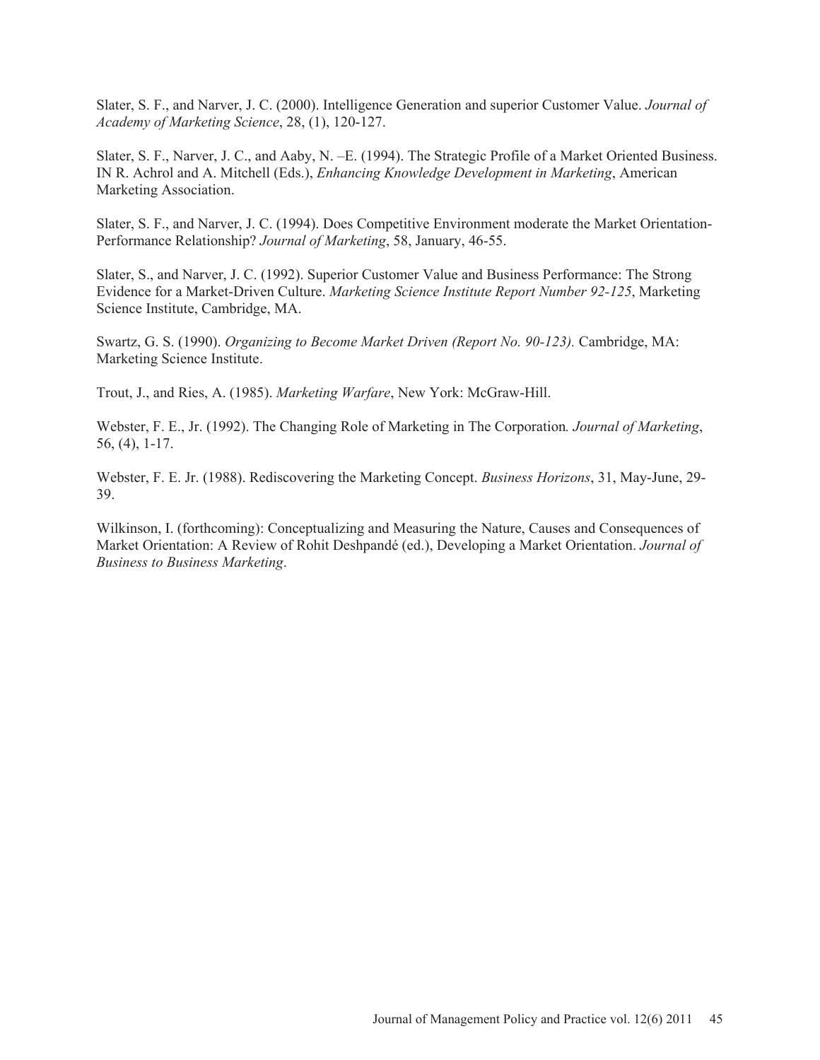Slater, S. F., and Narver, J. C. (2000). Intelligence Generation and superior Customer Value. *Journal of Academy of Marketing Science*, 28, (1), 120-127.

Slater, S. F., Narver, J. C., and Aaby, N. –E. (1994). The Strategic Profile of a Market Oriented Business. IN R. Achrol and A. Mitchell (Eds.), *Enhancing Knowledge Development in Marketing*, American Marketing Association.

Slater, S. F., and Narver, J. C. (1994). Does Competitive Environment moderate the Market Orientation-Performance Relationship? *Journal of Marketing*, 58, January, 46-55.

Slater, S., and Narver, J. C. (1992). Superior Customer Value and Business Performance: The Strong Evidence for a Market-Driven Culture. *Marketing Science Institute Report Number 92-125*, Marketing Science Institute, Cambridge, MA.

Swartz, G. S. (1990). *Organizing to Become Market Driven (Report No. 90-123).* Cambridge, MA: Marketing Science Institute.

Trout, J., and Ries, A. (1985). *Marketing Warfare*, New York: McGraw-Hill.

Webster, F. E., Jr. (1992). The Changing Role of Marketing in The Corporation*. Journal of Marketing*, 56, (4), 1-17.

Webster, F. E. Jr. (1988). Rediscovering the Marketing Concept. *Business Horizons*, 31, May-June, 29-39.

Wilkinson, I. (forthcoming): Conceptualizing and Measuring the Nature, Causes and Consequences of Market Orientation: A Review of Rohit Deshpandé (ed.), Developing a Market Orientation. *Journal of Business to Business Marketing*.